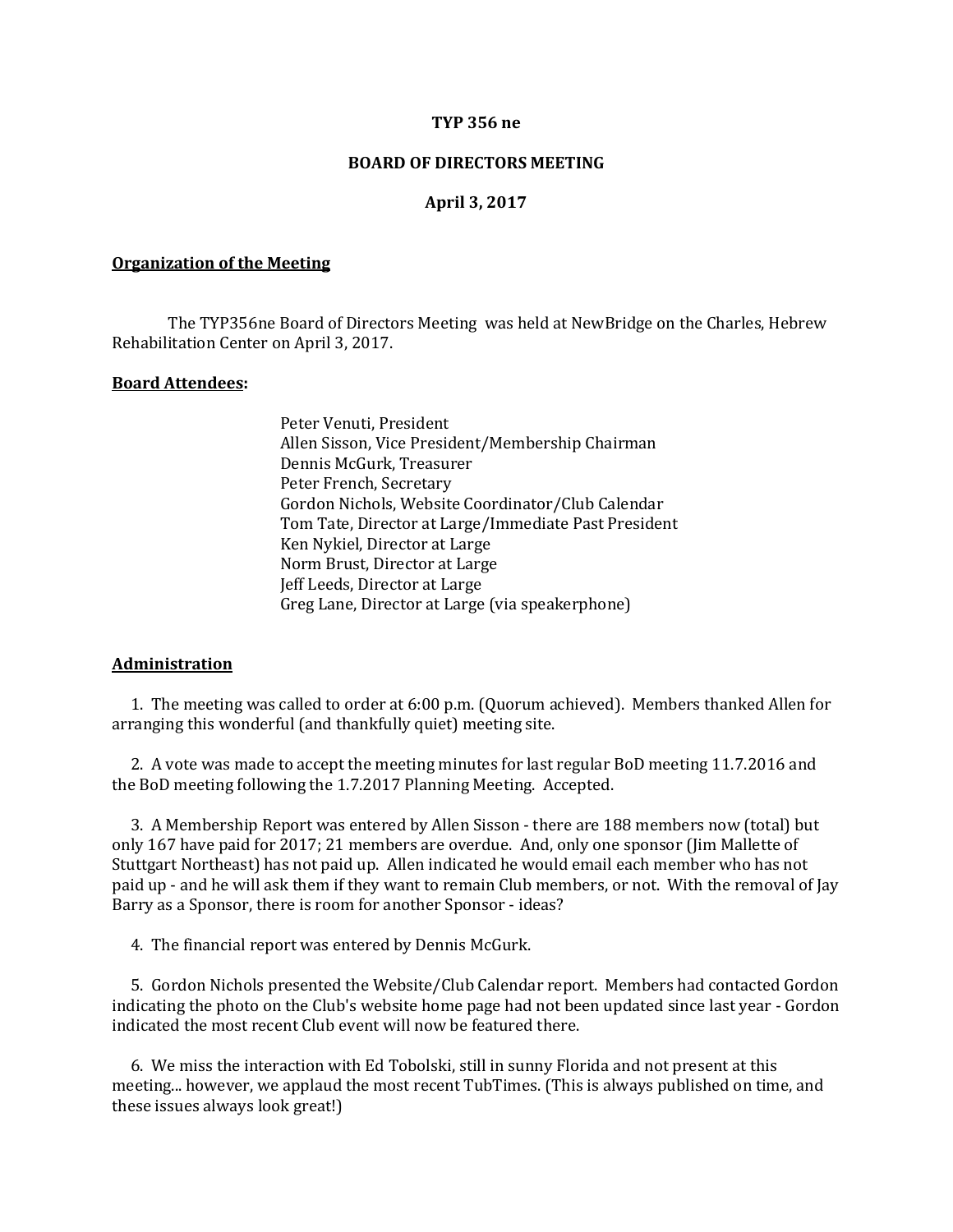**TYP 356 ne**

**BOARD OF DIRECTORS MEETING**

**April 3, 2017**

**Organization of the Meeting**

The TYP356ne Board of Directors Meeting was held at NewBridge on the Charles, Hebrew Rehabilitation Center on April 3, 2017.

**Board Attendees:**

Peter Venuti, President
Allen Sisson, Vice President/Membership Chairman
Dennis McGurk, Treasurer
Peter French, Secretary
Gordon Nichols, Website Coordinator/Club Calendar
Tom Tate, Director at Large/Immediate Past President
Ken Nykiel, Director at Large
Norm Brust, Director at Large
Jeff Leeds, Director at Large
Greg Lane, Director at Large (via speakerphone)

**Administration**

1. The meeting was called to order at 6:00 p.m. (Quorum achieved). Members thanked Allen for arranging this wonderful (and thankfully quiet) meeting site.

2. A vote was made to accept the meeting minutes for last regular BoD meeting 11.7.2016 and the BoD meeting following the 1.7.2017 Planning Meeting. Accepted.

3. A Membership Report was entered by Allen Sisson - there are 188 members now (total) but only 167 have paid for 2017; 21 members are overdue. And, only one sponsor (Jim Mallette of Stuttgart Northeast) has not paid up. Allen indicated he would email each member who has not paid up - and he will ask them if they want to remain Club members, or not. With the removal of Jay Barry as a Sponsor, there is room for another Sponsor - ideas?

4. The financial report was entered by Dennis McGurk.

5. Gordon Nichols presented the Website/Club Calendar report. Members had contacted Gordon indicating the photo on the Club's website home page had not been updated since last year - Gordon indicated the most recent Club event will now be featured there.

6. We miss the interaction with Ed Tobolski, still in sunny Florida and not present at this meeting... however, we applaud the most recent TubTimes. (This is always published on time, and these issues always look great!)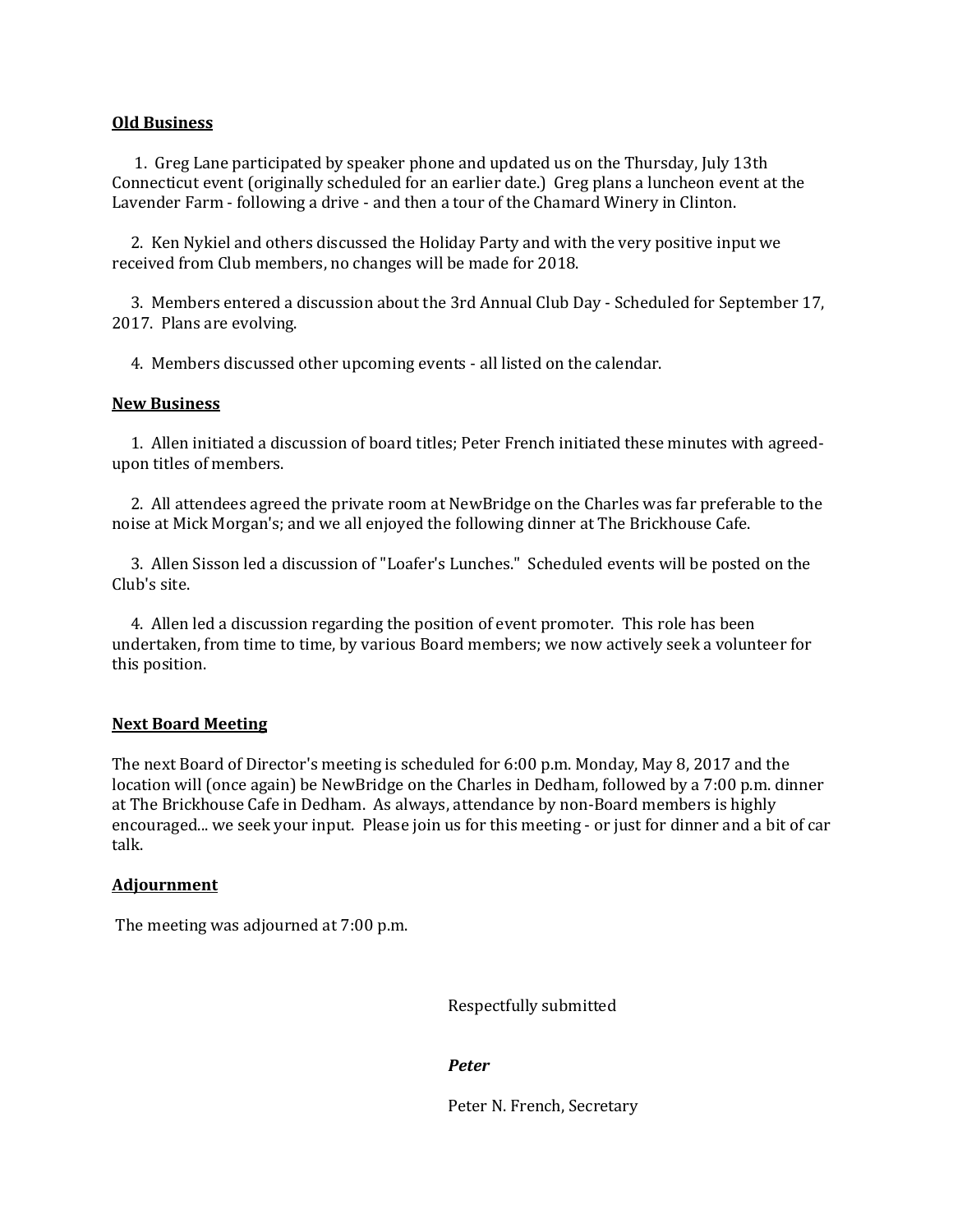**Old Business**

1. Greg Lane participated by speaker phone and updated us on the Thursday, July 13th Connecticut event (originally scheduled for an earlier date.) Greg plans a luncheon event at the Lavender Farm - following a drive - and then a tour of the Chamard Winery in Clinton.

2. Ken Nykiel and others discussed the Holiday Party and with the very positive input we received from Club members, no changes will be made for 2018.

3. Members entered a discussion about the 3rd Annual Club Day - Scheduled for September 17, 2017. Plans are evolving.

4. Members discussed other upcoming events - all listed on the calendar.

**New Business**

1. Allen initiated a discussion of board titles; Peter French initiated these minutes with agreed-upon titles of members.

2. All attendees agreed the private room at NewBridge on the Charles was far preferable to the noise at Mick Morgan's; and we all enjoyed the following dinner at The Brickhouse Cafe.

3. Allen Sisson led a discussion of "Loafer's Lunches." Scheduled events will be posted on the Club's site.

4. Allen led a discussion regarding the position of event promoter. This role has been undertaken, from time to time, by various Board members; we now actively seek a volunteer for this position.

**Next Board Meeting**

The next Board of Director's meeting is scheduled for 6:00 p.m. Monday, May 8, 2017 and the location will (once again) be NewBridge on the Charles in Dedham, followed by a 7:00 p.m. dinner at The Brickhouse Cafe in Dedham. As always, attendance by non-Board members is highly encouraged... we seek your input. Please join us for this meeting - or just for dinner and a bit of car talk.

**Adjournment**

The meeting was adjourned at 7:00 p.m.

Respectfully submitted

***Peter***

Peter N. French, Secretary